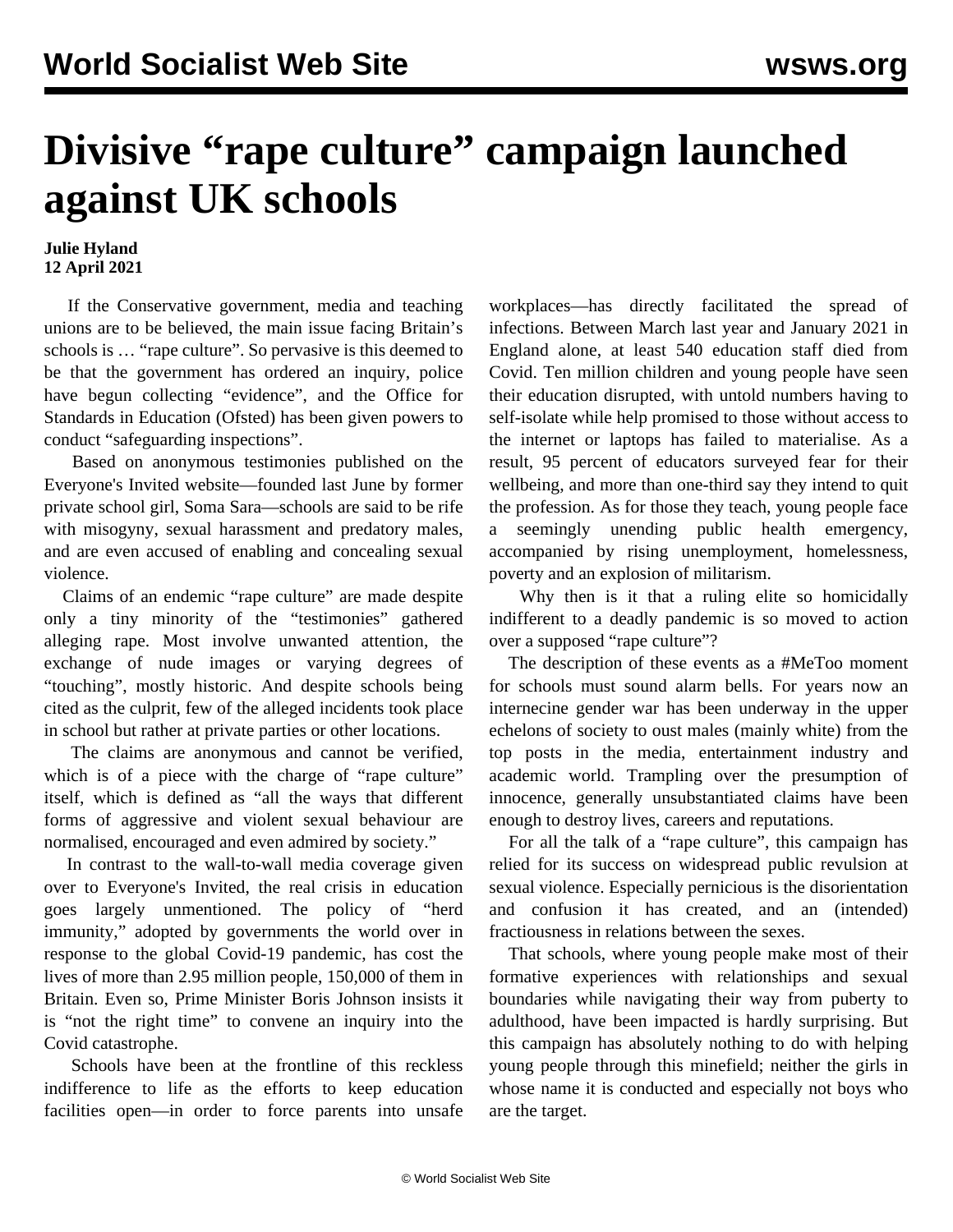# Divisive "rape culture" campaign launched against UK schools

**Julie Hyland**
**12 April 2021**

If the Conservative government, media and teaching unions are to be believed, the main issue facing Britain's schools is … "rape culture". So pervasive is this deemed to be that the government has ordered an inquiry, police have begun collecting "evidence", and the Office for Standards in Education (Ofsted) has been given powers to conduct "safeguarding inspections".

Based on anonymous testimonies published on the Everyone's Invited website—founded last June by former private school girl, Soma Sara—schools are said to be rife with misogyny, sexual harassment and predatory males, and are even accused of enabling and concealing sexual violence.

Claims of an endemic "rape culture" are made despite only a tiny minority of the "testimonies" gathered alleging rape. Most involve unwanted attention, the exchange of nude images or varying degrees of "touching", mostly historic. And despite schools being cited as the culprit, few of the alleged incidents took place in school but rather at private parties or other locations.

The claims are anonymous and cannot be verified, which is of a piece with the charge of "rape culture" itself, which is defined as "all the ways that different forms of aggressive and violent sexual behaviour are normalised, encouraged and even admired by society."

In contrast to the wall-to-wall media coverage given over to Everyone's Invited, the real crisis in education goes largely unmentioned. The policy of "herd immunity," adopted by governments the world over in response to the global Covid-19 pandemic, has cost the lives of more than 2.95 million people, 150,000 of them in Britain. Even so, Prime Minister Boris Johnson insists it is "not the right time" to convene an inquiry into the Covid catastrophe.

Schools have been at the frontline of this reckless indifference to life as the efforts to keep education facilities open—in order to force parents into unsafe workplaces—has directly facilitated the spread of infections. Between March last year and January 2021 in England alone, at least 540 education staff died from Covid. Ten million children and young people have seen their education disrupted, with untold numbers having to self-isolate while help promised to those without access to the internet or laptops has failed to materialise. As a result, 95 percent of educators surveyed fear for their wellbeing, and more than one-third say they intend to quit the profession. As for those they teach, young people face a seemingly unending public health emergency, accompanied by rising unemployment, homelessness, poverty and an explosion of militarism.

Why then is it that a ruling elite so homicidally indifferent to a deadly pandemic is so moved to action over a supposed "rape culture"?

The description of these events as a #MeToo moment for schools must sound alarm bells. For years now an internecine gender war has been underway in the upper echelons of society to oust males (mainly white) from the top posts in the media, entertainment industry and academic world. Trampling over the presumption of innocence, generally unsubstantiated claims have been enough to destroy lives, careers and reputations.

For all the talk of a "rape culture", this campaign has relied for its success on widespread public revulsion at sexual violence. Especially pernicious is the disorientation and confusion it has created, and an (intended) fractiousness in relations between the sexes.

That schools, where young people make most of their formative experiences with relationships and sexual boundaries while navigating their way from puberty to adulthood, have been impacted is hardly surprising. But this campaign has absolutely nothing to do with helping young people through this minefield; neither the girls in whose name it is conducted and especially not boys who are the target.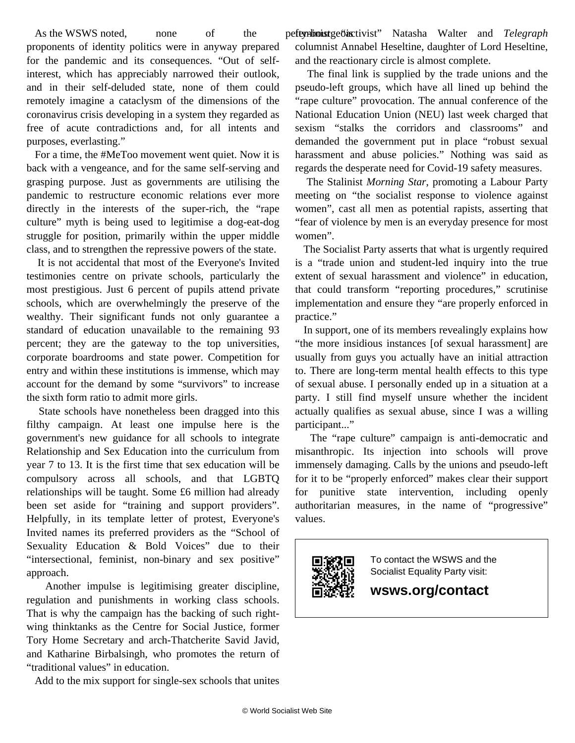As the WSWS noted, none of the proponents of identity politics were in anyway prepared for the pandemic and its consequences. "Out of self-interest, which has appreciably narrowed their outlook, and in their self-deluded state, none of them could remotely imagine a cataclysm of the dimensions of the coronavirus crisis developing in a system they regarded as free of acute contradictions and, for all intents and purposes, everlasting."

For a time, the #MeToo movement went quiet. Now it is back with a vengeance, and for the same self-serving and grasping purpose. Just as governments are utilising the pandemic to restructure economic relations ever more directly in the interests of the super-rich, the "rape culture" myth is being used to legitimise a dog-eat-dog struggle for position, primarily within the upper middle class, and to strengthen the repressive powers of the state.

It is not accidental that most of the Everyone's Invited testimonies centre on private schools, particularly the most prestigious. Just 6 percent of pupils attend private schools, which are overwhelmingly the preserve of the wealthy. Their significant funds not only guarantee a standard of education unavailable to the remaining 93 percent; they are the gateway to the top universities, corporate boardrooms and state power. Competition for entry and within these institutions is immense, which may account for the demand by some "survivors" to increase the sixth form ratio to admit more girls.

State schools have nonetheless been dragged into this filthy campaign. At least one impulse here is the government's new guidance for all schools to integrate Relationship and Sex Education into the curriculum from year 7 to 13. It is the first time that sex education will be compulsory across all schools, and that LGBTQ relationships will be taught. Some £6 million had already been set aside for "training and support providers". Helpfully, in its template letter of protest, Everyone's Invited names its preferred providers as the "School of Sexuality Education & Bold Voices" due to their "intersectional, feminist, non-binary and sex positive" approach.

Another impulse is legitimising greater discipline, regulation and punishments in working class schools. That is why the campaign has the backing of such right-wing thinktanks as the Centre for Social Justice, former Tory Home Secretary and arch-Thatcherite Savid Javid, and Katharine Birbalsingh, who promotes the return of "traditional values" in education.

Add to the mix support for single-sex schools that unites petty-bourgeois feminist "activist" Natasha Walter and *Telegraph* columnist Annabel Heseltine, daughter of Lord Heseltine, and the reactionary circle is almost complete.

The final link is supplied by the trade unions and the pseudo-left groups, which have all lined up behind the "rape culture" provocation. The annual conference of the National Education Union (NEU) last week charged that sexism "stalks the corridors and classrooms" and demanded the government put in place "robust sexual harassment and abuse policies." Nothing was said as regards the desperate need for Covid-19 safety measures.

The Stalinist *Morning Star*, promoting a Labour Party meeting on "the socialist response to violence against women", cast all men as potential rapists, asserting that "fear of violence by men is an everyday presence for most women".

The Socialist Party asserts that what is urgently required is a "trade union and student-led inquiry into the true extent of sexual harassment and violence" in education, that could transform "reporting procedures," scrutinise implementation and ensure they "are properly enforced in practice."

In support, one of its members revealingly explains how "the more insidious instances [of sexual harassment] are usually from guys you actually have an initial attraction to. There are long-term mental health effects to this type of sexual abuse. I personally ended up in a situation at a party. I still find myself unsure whether the incident actually qualifies as sexual abuse, since I was a willing participant..."

The "rape culture" campaign is anti-democratic and misanthropic. Its injection into schools will prove immensely damaging. Calls by the unions and pseudo-left for it to be "properly enforced" makes clear their support for punitive state intervention, including openly authoritarian measures, in the name of "progressive" values.

To contact the WSWS and the Socialist Equality Party visit:

**wsws.org/contact**